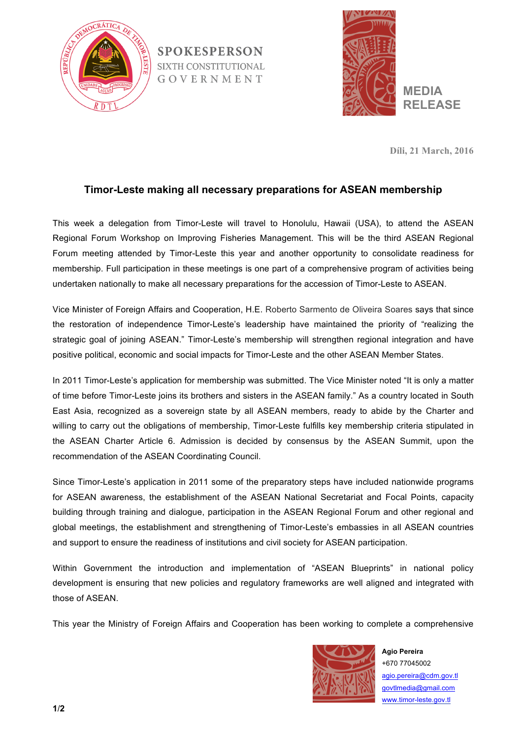**SPOKESPERSON**
SIXTH CONSTITUTIONAL
GOVERNMENT

**MEDIA RELEASE**

**Díli, 21 March, 2016**

## Timor-Leste making all necessary preparations for ASEAN membership

This week a delegation from Timor-Leste will travel to Honolulu, Hawaii (USA), to attend the ASEAN Regional Forum Workshop on Improving Fisheries Management. This will be the third ASEAN Regional Forum meeting attended by Timor-Leste this year and another opportunity to consolidate readiness for membership. Full participation in these meetings is one part of a comprehensive program of activities being undertaken nationally to make all necessary preparations for the accession of Timor-Leste to ASEAN.

Vice Minister of Foreign Affairs and Cooperation, H.E. Roberto Sarmento de Oliveira Soares says that since the restoration of independence Timor-Leste's leadership have maintained the priority of "realizing the strategic goal of joining ASEAN." Timor-Leste's membership will strengthen regional integration and have positive political, economic and social impacts for Timor-Leste and the other ASEAN Member States.

In 2011 Timor-Leste's application for membership was submitted. The Vice Minister noted "It is only a matter of time before Timor-Leste joins its brothers and sisters in the ASEAN family." As a country located in South East Asia, recognized as a sovereign state by all ASEAN members, ready to abide by the Charter and willing to carry out the obligations of membership, Timor-Leste fulfills key membership criteria stipulated in the ASEAN Charter Article 6. Admission is decided by consensus by the ASEAN Summit, upon the recommendation of the ASEAN Coordinating Council.

Since Timor-Leste's application in 2011 some of the preparatory steps have included nationwide programs for ASEAN awareness, the establishment of the ASEAN National Secretariat and Focal Points, capacity building through training and dialogue, participation in the ASEAN Regional Forum and other regional and global meetings, the establishment and strengthening of Timor-Leste's embassies in all ASEAN countries and support to ensure the readiness of institutions and civil society for ASEAN participation.

Within Government the introduction and implementation of "ASEAN Blueprints" in national policy development is ensuring that new policies and regulatory frameworks are well aligned and integrated with those of ASEAN.

This year the Ministry of Foreign Affairs and Cooperation has been working to complete a comprehensive

**Agio Pereira**
+670 77045002
agio.pereira@cdm.gov.tl
govtlmedia@gmail.com
www.timor-leste.gov.tl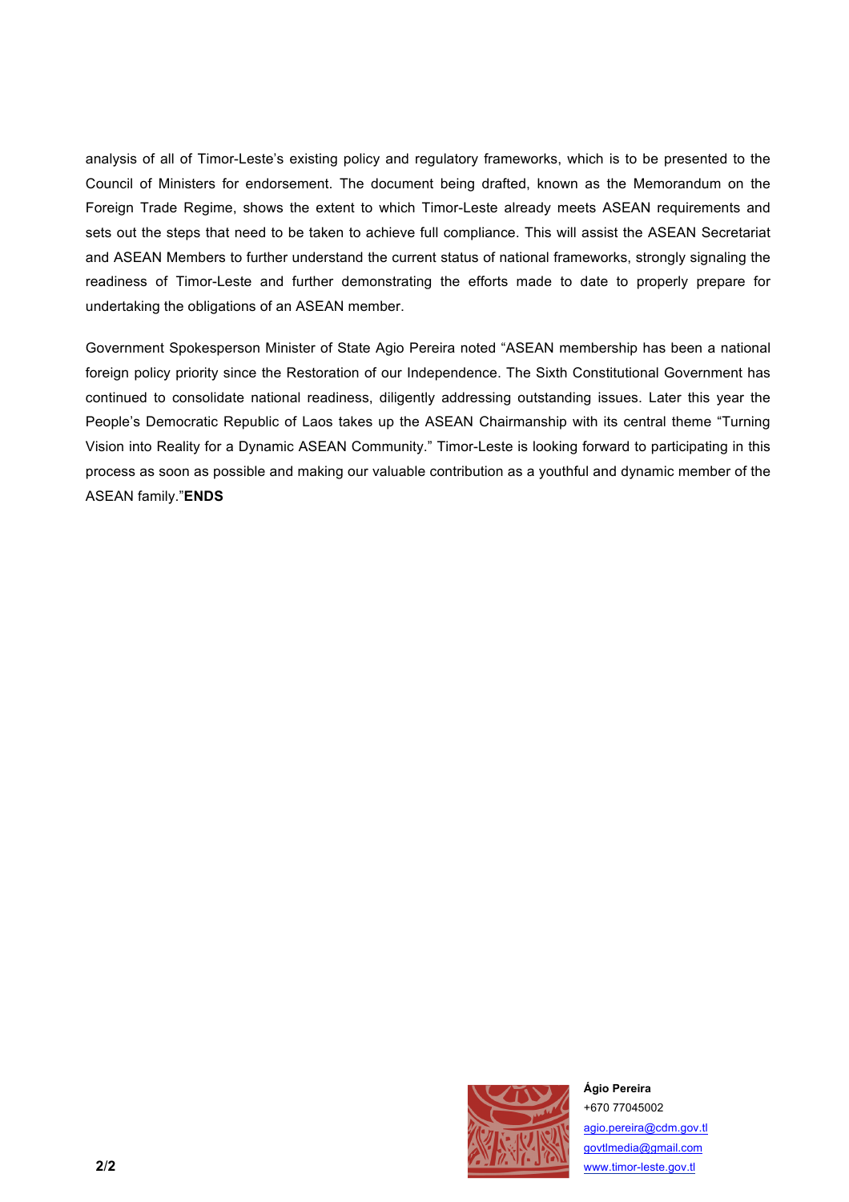analysis of all of Timor-Leste's existing policy and regulatory frameworks, which is to be presented to the Council of Ministers for endorsement. The document being drafted, known as the Memorandum on the Foreign Trade Regime, shows the extent to which Timor-Leste already meets ASEAN requirements and sets out the steps that need to be taken to achieve full compliance. This will assist the ASEAN Secretariat and ASEAN Members to further understand the current status of national frameworks, strongly signaling the readiness of Timor-Leste and further demonstrating the efforts made to date to properly prepare for undertaking the obligations of an ASEAN member.

Government Spokesperson Minister of State Agio Pereira noted "ASEAN membership has been a national foreign policy priority since the Restoration of our Independence. The Sixth Constitutional Government has continued to consolidate national readiness, diligently addressing outstanding issues. Later this year the People's Democratic Republic of Laos takes up the ASEAN Chairmanship with its central theme "Turning Vision into Reality for a Dynamic ASEAN Community." Timor-Leste is looking forward to participating in this process as soon as possible and making our valuable contribution as a youthful and dynamic member of the ASEAN family."**ENDS**

**Ágio Pereira**
+670 77045002
agio.pereira@cdm.gov.tl
govtlmedia@gmail.com
www.timor-leste.gov.tl